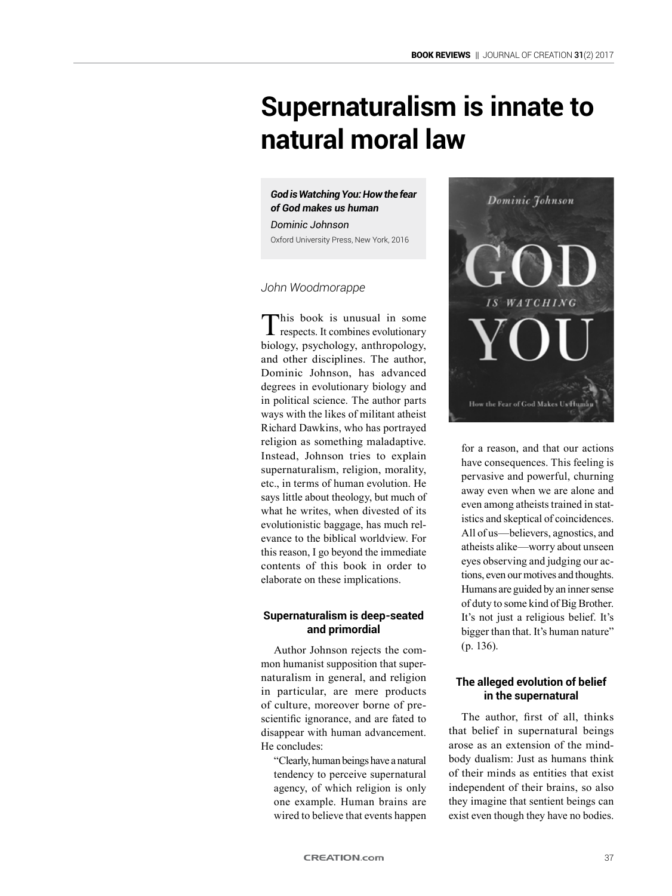# Supernaturalism is innate to natural moral law

***God is Watching You: How the fear of God makes us human***
*Dominic Johnson*
Oxford University Press, New York, 2016

*John Woodmorappe*

This book is unusual in some respects. It combines evolutionary biology, psychology, anthropology, and other disciplines. The author, Dominic Johnson, has advanced degrees in evolutionary biology and in political science. The author parts ways with the likes of militant atheist Richard Dawkins, who has portrayed religion as something maladaptive. Instead, Johnson tries to explain supernaturalism, religion, morality, etc., in terms of human evolution. He says little about theology, but much of what he writes, when divested of its evolutionistic baggage, has much relevance to the biblical worldview. For this reason, I go beyond the immediate contents of this book in order to elaborate on these implications.

### Supernaturalism is deep-seated and primordial

Author Johnson rejects the common humanist supposition that supernaturalism in general, and religion in particular, are mere products of culture, moreover borne of pre-scientific ignorance, and are fated to disappear with human advancement. He concludes:

> "Clearly, human beings have a natural tendency to perceive supernatural agency, of which religion is only one example. Human brains are wired to believe that events happen for a reason, and that our actions have consequences. This feeling is pervasive and powerful, churning away even when we are alone and even among atheists trained in statistics and skeptical of coincidences. All of us—believers, agnostics, and atheists alike—worry about unseen eyes observing and judging our actions, even our motives and thoughts. Humans are guided by an inner sense of duty to some kind of Big Brother. It's not just a religious belief. It's bigger than that. It's human nature" (p. 136).

### The alleged evolution of belief in the supernatural

The author, first of all, thinks that belief in supernatural beings arose as an extension of the mind-body dualism: Just as humans think of their minds as entities that exist independent of their brains, so also they imagine that sentient beings can exist even though they have no bodies.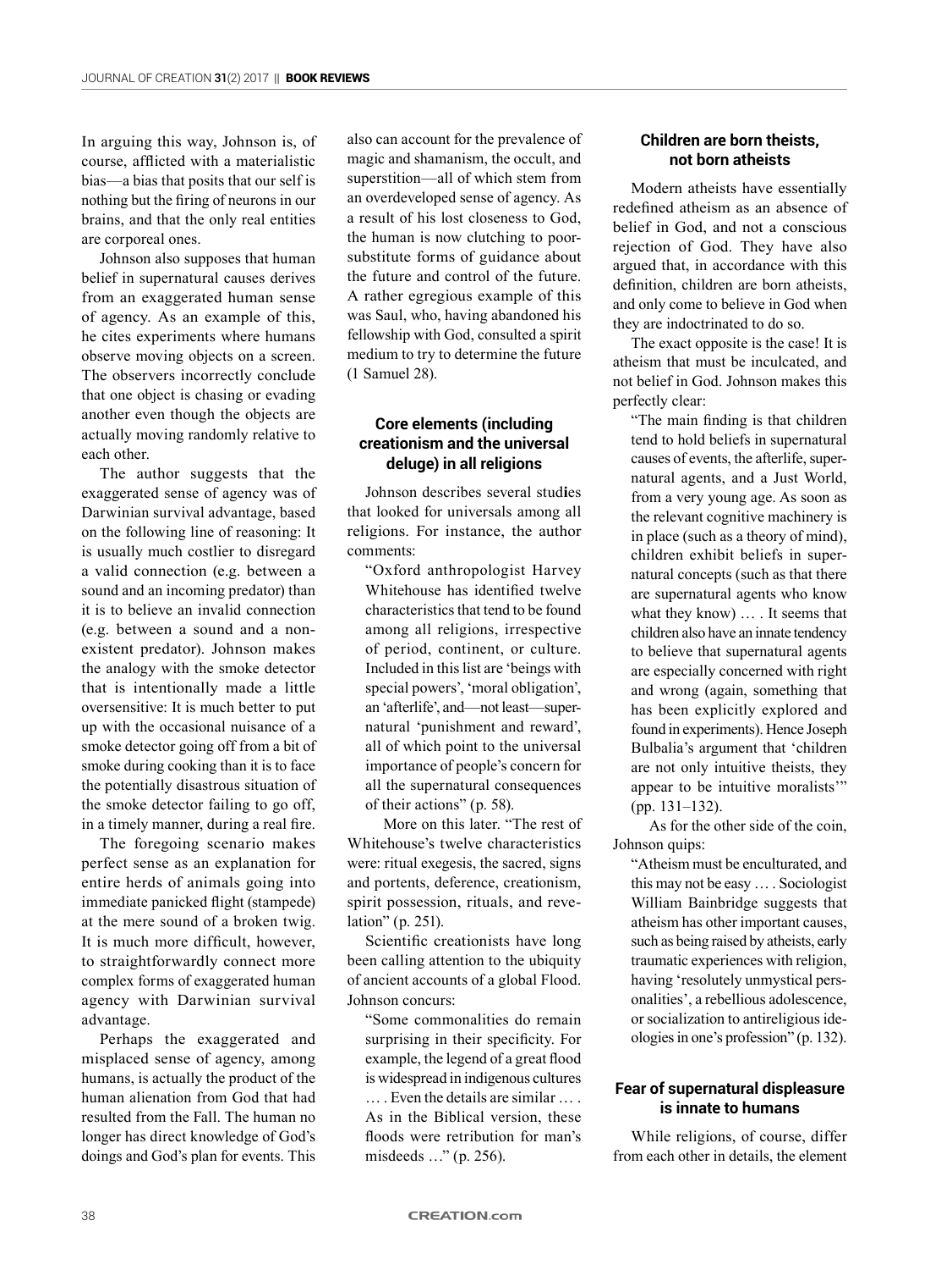In arguing this way, Johnson is, of course, afflicted with a materialistic bias—a bias that posits that our self is nothing but the firing of neurons in our brains, and that the only real entities are corporeal ones.

Johnson also supposes that human belief in supernatural causes derives from an exaggerated human sense of agency. As an example of this, he cites experiments where humans observe moving objects on a screen. The observers incorrectly conclude that one object is chasing or evading another even though the objects are actually moving randomly relative to each other.

The author suggests that the exaggerated sense of agency was of Darwinian survival advantage, based on the following line of reasoning: It is usually much costlier to disregard a valid connection (e.g. between a sound and an incoming predator) than it is to believe an invalid connection (e.g. between a sound and a non-existent predator). Johnson makes the analogy with the smoke detector that is intentionally made a little oversensitive: It is much better to put up with the occasional nuisance of a smoke detector going off from a bit of smoke during cooking than it is to face the potentially disastrous situation of the smoke detector failing to go off, in a timely manner, during a real fire.

The foregoing scenario makes perfect sense as an explanation for entire herds of animals going into immediate panicked flight (stampede) at the mere sound of a broken twig. It is much more difficult, however, to straightforwardly connect more complex forms of exaggerated human agency with Darwinian survival advantage.

Perhaps the exaggerated and misplaced sense of agency, among humans, is actually the product of the human alienation from God that had resulted from the Fall. The human no longer has direct knowledge of God's doings and God's plan for events. This also can account for the prevalence of magic and shamanism, the occult, and superstition—all of which stem from an overdeveloped sense of agency. As a result of his lost closeness to God, the human is now clutching to poor-substitute forms of guidance about the future and control of the future. A rather egregious example of this was Saul, who, having abandoned his fellowship with God, consulted a spirit medium to try to determine the future (1 Samuel 28).

### Core elements (including creationism and the universal deluge) in all religions

Johnson describes several studies that looked for universals among all religions. For instance, the author comments:

> "Oxford anthropologist Harvey Whitehouse has identified twelve characteristics that tend to be found among all religions, irrespective of period, continent, or culture. Included in this list are 'beings with special powers', 'moral obligation', an 'afterlife', and—not least—supernatural 'punishment and reward', all of which point to the universal importance of people's concern for all the supernatural consequences of their actions" (p. 58).

More on this later. "The rest of Whitehouse's twelve characteristics were: ritual exegesis, the sacred, signs and portents, deference, creationism, spirit possession, rituals, and revelation" (p. 251).

Scientific creationists have long been calling attention to the ubiquity of ancient accounts of a global Flood. Johnson concurs:

> "Some commonalities do remain surprising in their specificity. For example, the legend of a great flood is widespread in indigenous cultures … . Even the details are similar … . As in the Biblical version, these floods were retribution for man's misdeeds …" (p. 256).

### Children are born theists, not born atheists

Modern atheists have essentially redefined atheism as an absence of belief in God, and not a conscious rejection of God. They have also argued that, in accordance with this definition, children are born atheists, and only come to believe in God when they are indoctrinated to do so.

The exact opposite is the case! It is atheism that must be inculcated, and not belief in God. Johnson makes this perfectly clear:

> "The main finding is that children tend to hold beliefs in supernatural causes of events, the afterlife, supernatural agents, and a Just World, from a very young age. As soon as the relevant cognitive machinery is in place (such as a theory of mind), children exhibit beliefs in supernatural concepts (such as that there are supernatural agents who know what they know) … . It seems that children also have an innate tendency to believe that supernatural agents are especially concerned with right and wrong (again, something that has been explicitly explored and found in experiments). Hence Joseph Bulbalia's argument that 'children are not only intuitive theists, they appear to be intuitive moralists'" (pp. 131–132).

As for the other side of the coin, Johnson quips:

> "Atheism must be enculturated, and this may not be easy … . Sociologist William Bainbridge suggests that atheism has other important causes, such as being raised by atheists, early traumatic experiences with religion, having 'resolutely unmystical personalities', a rebellious adolescence, or socialization to antireligious ideologies in one's profession" (p. 132).

### Fear of supernatural displeasure is innate to humans

While religions, of course, differ from each other in details, the element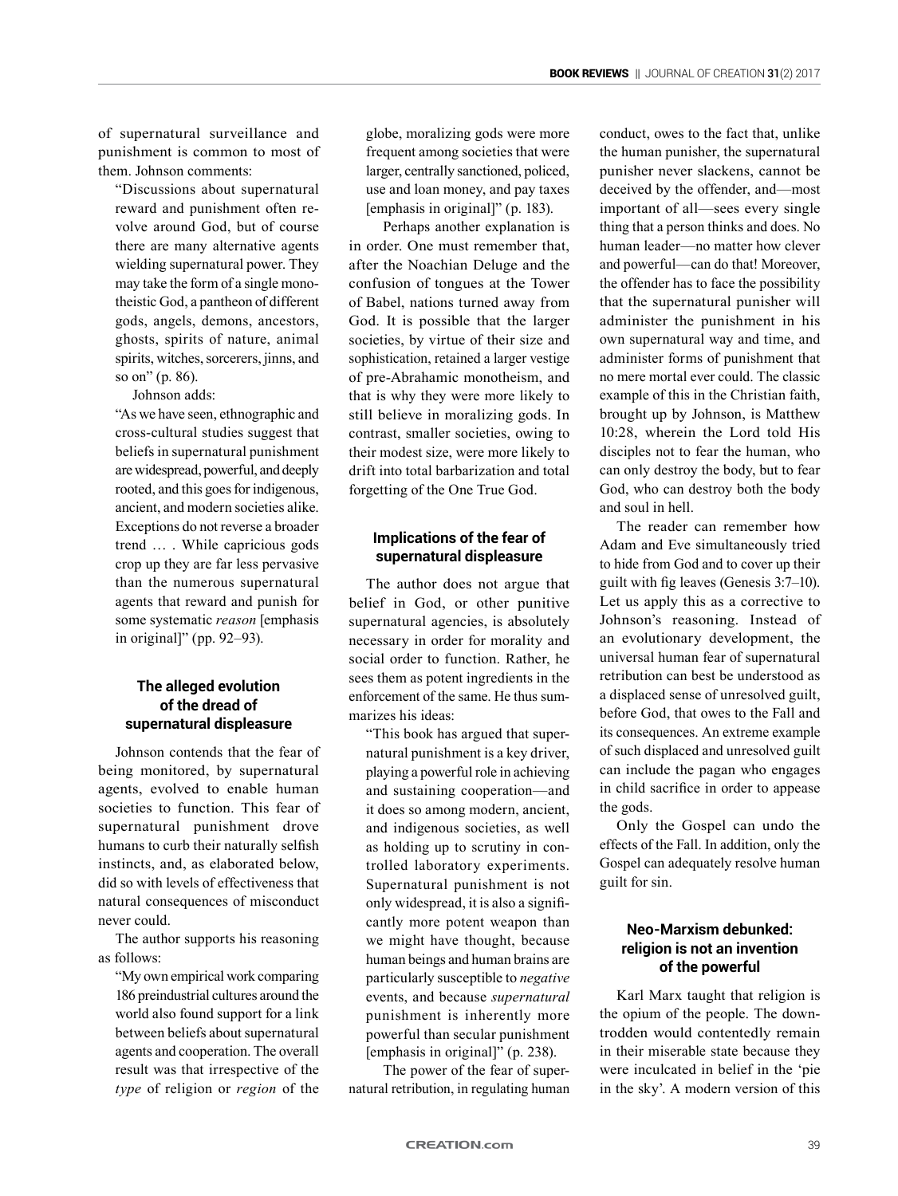of supernatural surveillance and punishment is common to most of them. Johnson comments:

> "Discussions about supernatural reward and punishment often revolve around God, but of course there are many alternative agents wielding supernatural power. They may take the form of a single monotheistic God, a pantheon of different gods, angels, demons, ancestors, ghosts, spirits of nature, animal spirits, witches, sorcerers, jinns, and so on" (p. 86).

Johnson adds:

> "As we have seen, ethnographic and cross-cultural studies suggest that beliefs in supernatural punishment are widespread, powerful, and deeply rooted, and this goes for indigenous, ancient, and modern societies alike. Exceptions do not reverse a broader trend … . While capricious gods crop up they are far less pervasive than the numerous supernatural agents that reward and punish for some systematic *reason* [emphasis in original]" (pp. 92–93).

### The alleged evolution of the dread of supernatural displeasure

Johnson contends that the fear of being monitored, by supernatural agents, evolved to enable human societies to function. This fear of supernatural punishment drove humans to curb their naturally selfish instincts, and, as elaborated below, did so with levels of effectiveness that natural consequences of misconduct never could.

The author supports his reasoning as follows:

> "My own empirical work comparing 186 preindustrial cultures around the world also found support for a link between beliefs about supernatural agents and cooperation. The overall result was that irrespective of the *type* of religion or *region* of the globe, moralizing gods were more frequent among societies that were larger, centrally sanctioned, policed, use and loan money, and pay taxes [emphasis in original]" (p. 183).

Perhaps another explanation is in order. One must remember that, after the Noachian Deluge and the confusion of tongues at the Tower of Babel, nations turned away from God. It is possible that the larger societies, by virtue of their size and sophistication, retained a larger vestige of pre-Abrahamic monotheism, and that is why they were more likely to still believe in moralizing gods. In contrast, smaller societies, owing to their modest size, were more likely to drift into total barbarization and total forgetting of the One True God.

### Implications of the fear of supernatural displeasure

The author does not argue that belief in God, or other punitive supernatural agencies, is absolutely necessary in order for morality and social order to function. Rather, he sees them as potent ingredients in the enforcement of the same. He thus summarizes his ideas:

> "This book has argued that supernatural punishment is a key driver, playing a powerful role in achieving and sustaining cooperation—and it does so among modern, ancient, and indigenous societies, as well as holding up to scrutiny in controlled laboratory experiments. Supernatural punishment is not only widespread, it is also a significantly more potent weapon than we might have thought, because human beings and human brains are particularly susceptible to *negative* events, and because *supernatural* punishment is inherently more powerful than secular punishment [emphasis in original]" (p. 238).

The power of the fear of supernatural retribution, in regulating human conduct, owes to the fact that, unlike the human punisher, the supernatural punisher never slackens, cannot be deceived by the offender, and—most important of all—sees every single thing that a person thinks and does. No human leader—no matter how clever and powerful—can do that! Moreover, the offender has to face the possibility that the supernatural punisher will administer the punishment in his own supernatural way and time, and administer forms of punishment that no mere mortal ever could. The classic example of this in the Christian faith, brought up by Johnson, is Matthew 10:28, wherein the Lord told His disciples not to fear the human, who can only destroy the body, but to fear God, who can destroy both the body and soul in hell.

The reader can remember how Adam and Eve simultaneously tried to hide from God and to cover up their guilt with fig leaves (Genesis 3:7–10). Let us apply this as a corrective to Johnson's reasoning. Instead of an evolutionary development, the universal human fear of supernatural retribution can best be understood as a displaced sense of unresolved guilt, before God, that owes to the Fall and its consequences. An extreme example of such displaced and unresolved guilt can include the pagan who engages in child sacrifice in order to appease the gods.

Only the Gospel can undo the effects of the Fall. In addition, only the Gospel can adequately resolve human guilt for sin.

### Neo-Marxism debunked: religion is not an invention of the powerful

Karl Marx taught that religion is the opium of the people. The downtrodden would contentedly remain in their miserable state because they were inculcated in belief in the 'pie in the sky'. A modern version of this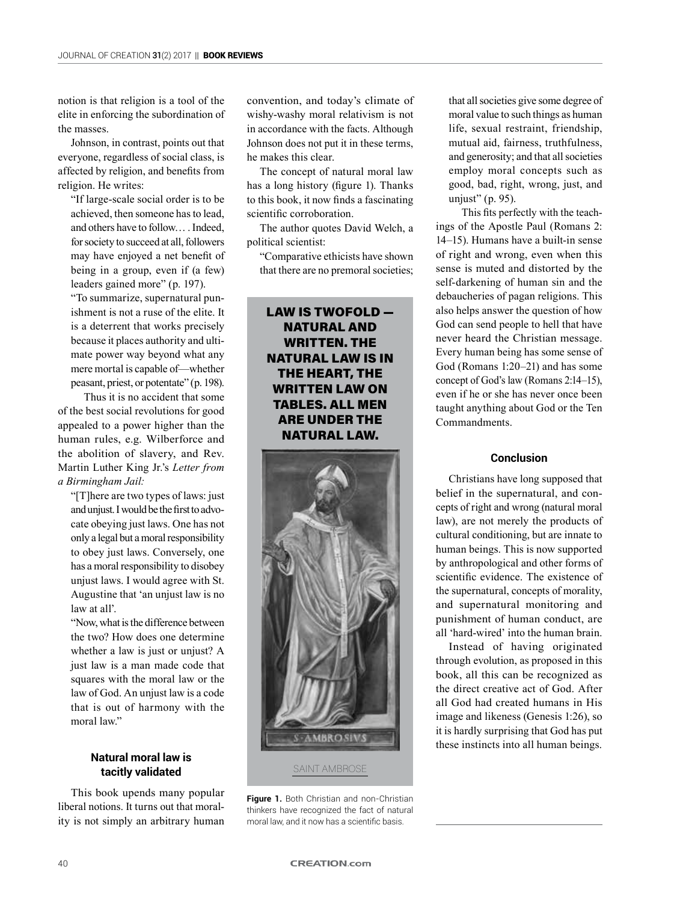notion is that religion is a tool of the elite in enforcing the subordination of the masses.

Johnson, in contrast, points out that everyone, regardless of social class, is affected by religion, and benefits from religion. He writes:

> "If large-scale social order is to be achieved, then someone has to lead, and others have to follow.… Indeed, for society to succeed at all, followers may have enjoyed a net benefit of being in a group, even if (a few) leaders gained more" (p. 197).
>
> "To summarize, supernatural punishment is not a ruse of the elite. It is a deterrent that works precisely because it places authority and ultimate power way beyond what any mere mortal is capable of—whether peasant, priest, or potentate" (p. 198).

Thus it is no accident that some of the best social revolutions for good appealed to a power higher than the human rules, e.g. Wilberforce and the abolition of slavery, and Rev. Martin Luther King Jr.'s *Letter from a Birmingham Jail:*

> "[T]here are two types of laws: just and unjust. I would be the first to advocate obeying just laws. One has not only a legal but a moral responsibility to obey just laws. Conversely, one has a moral responsibility to disobey unjust laws. I would agree with St. Augustine that 'an unjust law is no law at all'.
>
> "Now, what is the difference between the two? How does one determine whether a law is just or unjust? A just law is a man made code that squares with the moral law or the law of God. An unjust law is a code that is out of harmony with the moral law."

### Natural moral law is tacitly validated

This book upends many popular liberal notions. It turns out that morality is not simply an arbitrary human convention, and today's climate of wishy-washy moral relativism is not in accordance with the facts. Although Johnson does not put it in these terms, he makes this clear.

The concept of natural moral law has a long history (figure 1). Thanks to this book, it now finds a fascinating scientific corroboration.

The author quotes David Welch, a political scientist:

> "Comparative ethicists have shown that there are no premoral societies; that all societies give some degree of moral value to such things as human life, sexual restraint, friendship, mutual aid, fairness, truthfulness, and generosity; and that all societies employ moral concepts such as good, bad, right, wrong, just, and unjust" (p. 95).

This fits perfectly with the teachings of the Apostle Paul (Romans 2: 14–15). Humans have a built-in sense of right and wrong, even when this sense is muted and distorted by the self-darkening of human sin and the debaucheries of pagan religions. This also helps answer the question of how God can send people to hell that have never heard the Christian message. Every human being has some sense of God (Romans 1:20–21) and has some concept of God's law (Romans 2:14–15), even if he or she has never once been taught anything about God or the Ten Commandments.

**LAW IS TWOFOLD — NATURAL AND WRITTEN. THE NATURAL LAW IS IN THE HEART, THE WRITTEN LAW ON TABLES. ALL MEN ARE UNDER THE NATURAL LAW.**

S·AMBROSIVS

SAINT AMBROSE

**Figure 1.** Both Christian and non-Christian thinkers have recognized the fact of natural moral law, and it now has a scientific basis.

### Conclusion

Christians have long supposed that belief in the supernatural, and concepts of right and wrong (natural moral law), are not merely the products of cultural conditioning, but are innate to human beings. This is now supported by anthropological and other forms of scientific evidence. The existence of the supernatural, concepts of morality, and supernatural monitoring and punishment of human conduct, are all 'hard-wired' into the human brain.

Instead of having originated through evolution, as proposed in this book, all this can be recognized as the direct creative act of God. After all God had created humans in His image and likeness (Genesis 1:26), so it is hardly surprising that God has put these instincts into all human beings.